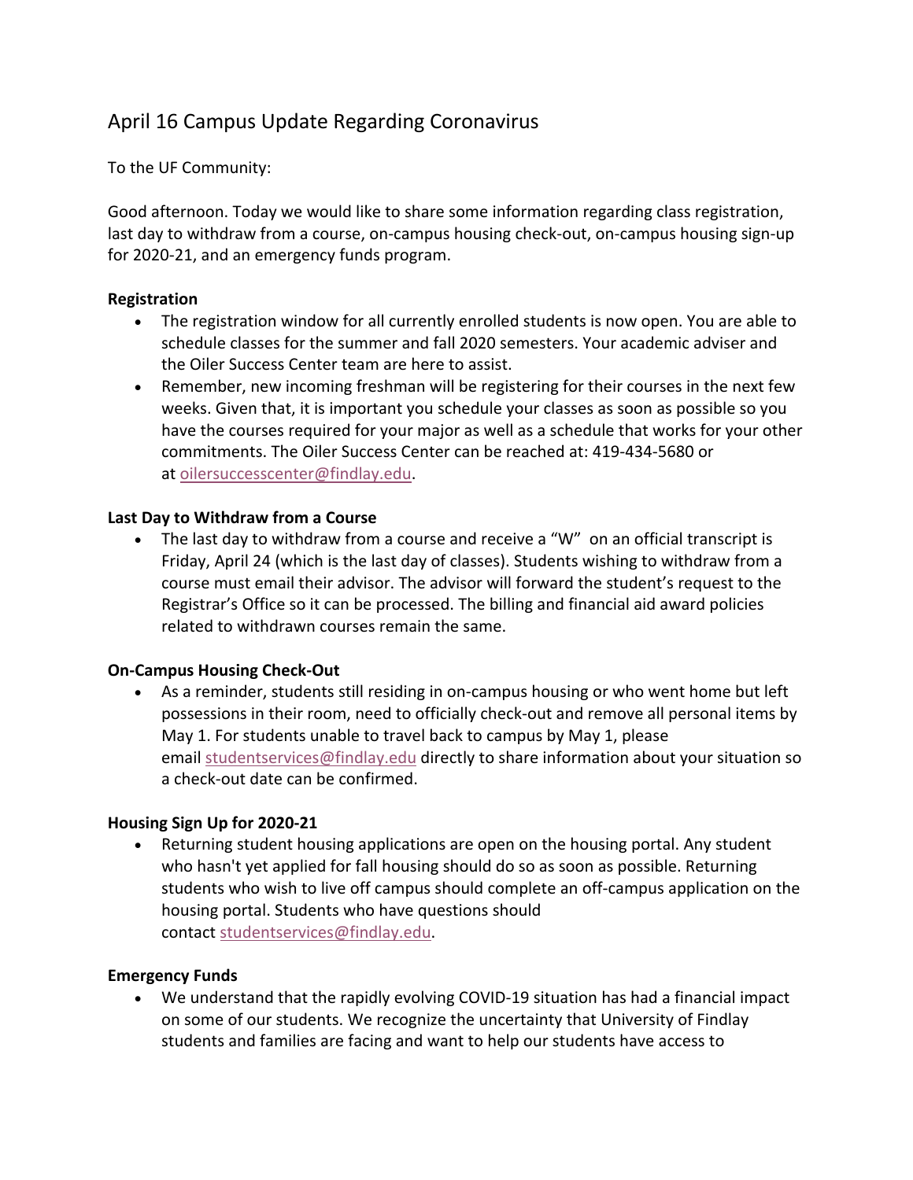# April 16 Campus Update Regarding Coronavirus

To the UF Community:

Good afternoon. Today we would like to share some information regarding class registration, last day to withdraw from a course, on-campus housing check-out, on-campus housing sign-up for 2020-21, and an emergency funds program.

**Registration**

- The registration window for all currently enrolled students is now open. You are able to schedule classes for the summer and fall 2020 semesters. Your academic adviser and the Oiler Success Center team are here to assist.
- Remember, new incoming freshman will be registering for their courses in the next few weeks. Given that, it is important you schedule your classes as soon as possible so you have the courses required for your major as well as a schedule that works for your other commitments. The Oiler Success Center can be reached at: 419-434-5680 or at oilersuccesscenter@findlay.edu.

**Last Day to Withdraw from a Course**

- The last day to withdraw from a course and receive a "W" on an official transcript is Friday, April 24 (which is the last day of classes). Students wishing to withdraw from a course must email their advisor. The advisor will forward the student's request to the Registrar's Office so it can be processed. The billing and financial aid award policies related to withdrawn courses remain the same.

**On-Campus Housing Check-Out**

- As a reminder, students still residing in on-campus housing or who went home but left possessions in their room, need to officially check-out and remove all personal items by May 1. For students unable to travel back to campus by May 1, please email studentservices@findlay.edu directly to share information about your situation so a check-out date can be confirmed.

**Housing Sign Up for 2020-21**

- Returning student housing applications are open on the housing portal. Any student who hasn't yet applied for fall housing should do so as soon as possible. Returning students who wish to live off campus should complete an off-campus application on the housing portal. Students who have questions should contact studentservices@findlay.edu.

**Emergency Funds**

- We understand that the rapidly evolving COVID-19 situation has had a financial impact on some of our students. We recognize the uncertainty that University of Findlay students and families are facing and want to help our students have access to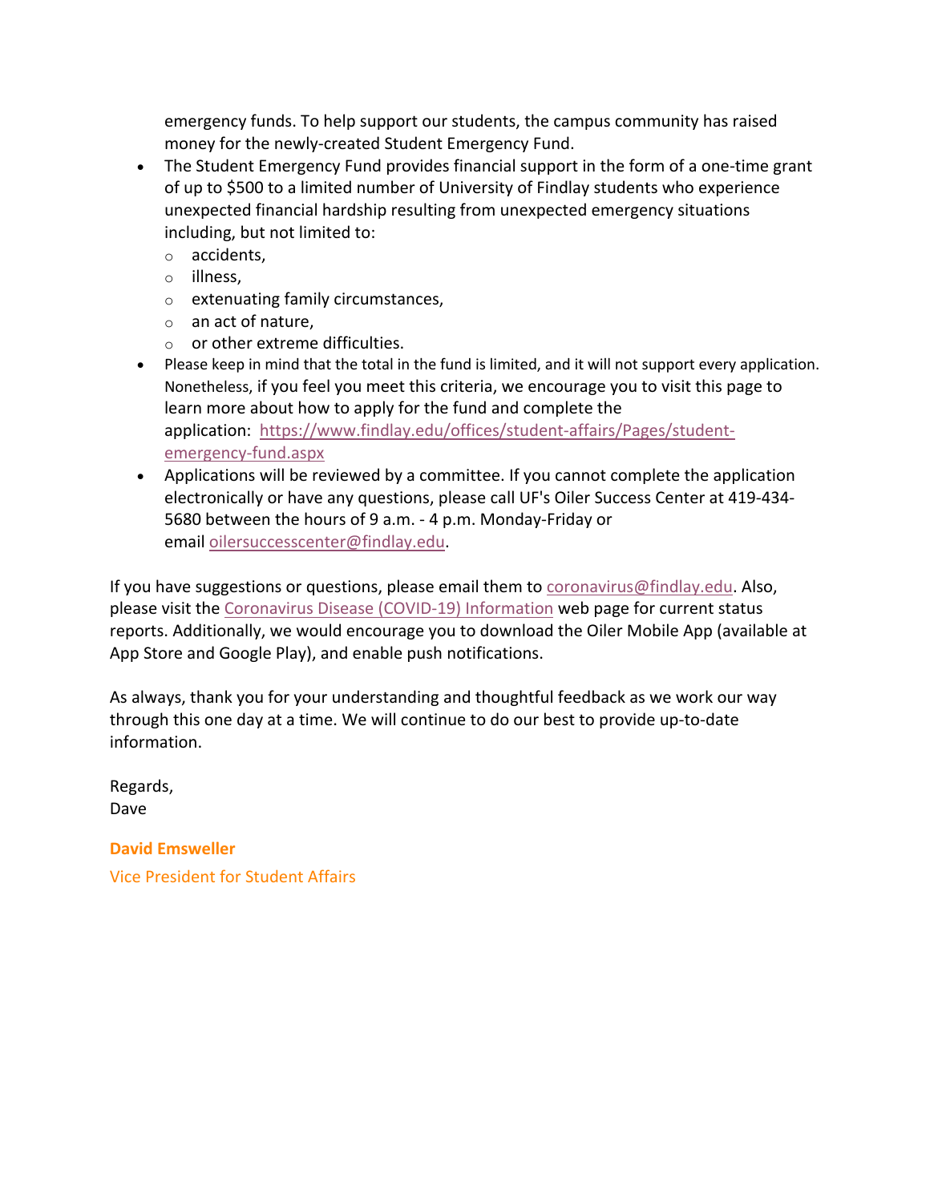emergency funds. To help support our students, the campus community has raised money for the newly-created Student Emergency Fund.

- The Student Emergency Fund provides financial support in the form of a one-time grant of up to $500 to a limited number of University of Findlay students who experience unexpected financial hardship resulting from unexpected emergency situations including, but not limited to:
  - accidents,
  - illness,
  - extenuating family circumstances,
  - an act of nature,
  - or other extreme difficulties.
- Please keep in mind that the total in the fund is limited, and it will not support every application. Nonetheless, if you feel you meet this criteria, we encourage you to visit this page to learn more about how to apply for the fund and complete the application: https://www.findlay.edu/offices/student-affairs/Pages/student-emergency-fund.aspx
- Applications will be reviewed by a committee. If you cannot complete the application electronically or have any questions, please call UF's Oiler Success Center at 419-434-5680 between the hours of 9 a.m. - 4 p.m. Monday-Friday or email oilersuccesscenter@findlay.edu.

If you have suggestions or questions, please email them to coronavirus@findlay.edu. Also, please visit the Coronavirus Disease (COVID-19) Information web page for current status reports. Additionally, we would encourage you to download the Oiler Mobile App (available at App Store and Google Play), and enable push notifications.

As always, thank you for your understanding and thoughtful feedback as we work our way through this one day at a time. We will continue to do our best to provide up-to-date information.

Regards,
Dave

**David Emsweller**

Vice President for Student Affairs